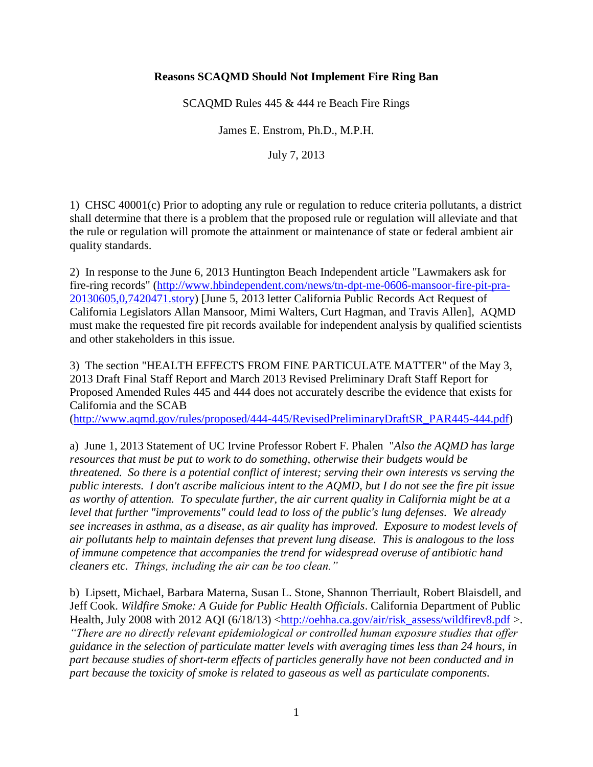**Reasons SCAQMD Should Not Implement Fire Ring Ban**

SCAQMD Rules 445 & 444 re Beach Fire Rings

James E. Enstrom, Ph.D., M.P.H.

July 7, 2013

1) CHSC 40001(c) Prior to adopting any rule or regulation to reduce criteria pollutants, a district shall determine that there is a problem that the proposed rule or regulation will alleviate and that the rule or regulation will promote the attainment or maintenance of state or federal ambient air quality standards.

2) In response to the June 6, 2013 Huntington Beach Independent article "Lawmakers ask for fire-ring records" (http://www.hbindependent.com/news/tn-dpt-me-0606-mansoor-fire-pit-pra-20130605,0,7420471.story) [June 5, 2013 letter California Public Records Act Request of California Legislators Allan Mansoor, Mimi Walters, Curt Hagman, and Travis Allen], AQMD must make the requested fire pit records available for independent analysis by qualified scientists and other stakeholders in this issue.

3) The section "HEALTH EFFECTS FROM FINE PARTICULATE MATTER" of the May 3, 2013 Draft Final Staff Report and March 2013 Revised Preliminary Draft Staff Report for Proposed Amended Rules 445 and 444 does not accurately describe the evidence that exists for California and the SCAB (http://www.aqmd.gov/rules/proposed/444-445/RevisedPreliminaryDraftSR_PAR445-444.pdf)

a) June 1, 2013 Statement of UC Irvine Professor Robert F. Phalen "*Also the AQMD has large resources that must be put to work to do something, otherwise their budgets would be threatened. So there is a potential conflict of interest; serving their own interests vs serving the public interests. I don't ascribe malicious intent to the AQMD, but I do not see the fire pit issue as worthy of attention. To speculate further, the air current quality in California might be at a level that further "improvements" could lead to loss of the public's lung defenses. We already see increases in asthma, as a disease, as air quality has improved. Exposure to modest levels of air pollutants help to maintain defenses that prevent lung disease. This is analogous to the loss of immune competence that accompanies the trend for widespread overuse of antibiotic hand cleaners etc. Things, including the air can be too clean.*"

b) Lipsett, Michael, Barbara Materna, Susan L. Stone, Shannon Therriault, Robert Blaisdell, and Jeff Cook. *Wildfire Smoke: A Guide for Public Health Officials*. California Department of Public Health, July 2008 with 2012 AQI (6/18/13) <http://oehha.ca.gov/air/risk_assess/wildfirev8.pdf >. *"There are no directly relevant epidemiological or controlled human exposure studies that offer guidance in the selection of particulate matter levels with averaging times less than 24 hours, in part because studies of short-term effects of particles generally have not been conducted and in part because the toxicity of smoke is related to gaseous as well as particulate components.*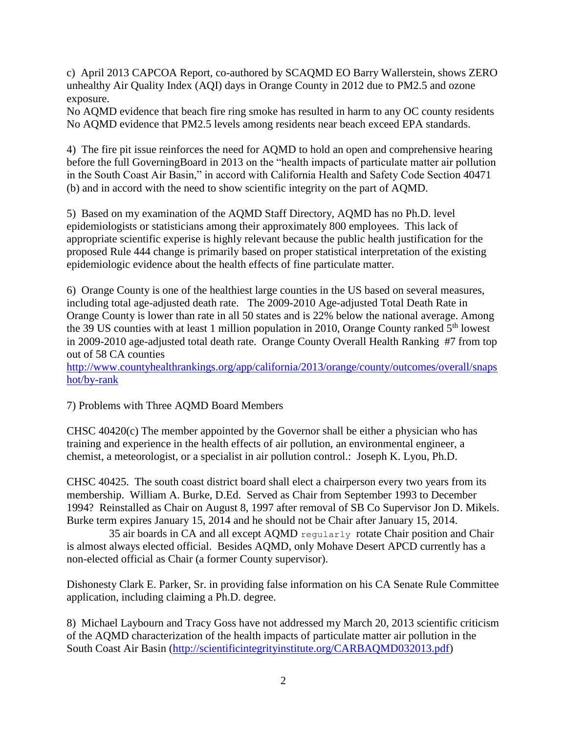c) April 2013 CAPCOA Report, co-authored by SCAQMD EO Barry Wallerstein, shows ZERO unhealthy Air Quality Index (AQI) days in Orange County in 2012 due to PM2.5 and ozone exposure.
No AQMD evidence that beach fire ring smoke has resulted in harm to any OC county residents
No AQMD evidence that PM2.5 levels among residents near beach exceed EPA standards.

4) The fire pit issue reinforces the need for AQMD to hold an open and comprehensive hearing before the full GoverningBoard in 2013 on the "health impacts of particulate matter air pollution in the South Coast Air Basin," in accord with California Health and Safety Code Section 40471 (b) and in accord with the need to show scientific integrity on the part of AQMD.

5) Based on my examination of the AQMD Staff Directory, AQMD has no Ph.D. level epidemiologists or statisticians among their approximately 800 employees. This lack of appropriate scientific experise is highly relevant because the public health justification for the proposed Rule 444 change is primarily based on proper statistical interpretation of the existing epidemiologic evidence about the health effects of fine particulate matter.

6) Orange County is one of the healthiest large counties in the US based on several measures, including total age-adjusted death rate. The 2009-2010 Age-adjusted Total Death Rate in Orange County is lower than rate in all 50 states and is 22% below the national average. Among the 39 US counties with at least 1 million population in 2010, Orange County ranked 5th lowest in 2009-2010 age-adjusted total death rate. Orange County Overall Health Ranking #7 from top out of 58 CA counties
http://www.countyhealthrankings.org/app/california/2013/orange/county/outcomes/overall/snapshot/by-rank

7) Problems with Three AQMD Board Members

CHSC 40420(c) The member appointed by the Governor shall be either a physician who has training and experience in the health effects of air pollution, an environmental engineer, a chemist, a meteorologist, or a specialist in air pollution control.: Joseph K. Lyou, Ph.D.

CHSC 40425. The south coast district board shall elect a chairperson every two years from its membership. William A. Burke, D.Ed. Served as Chair from September 1993 to December 1994? Reinstalled as Chair on August 8, 1997 after removal of SB Co Supervisor Jon D. Mikels. Burke term expires January 15, 2014 and he should not be Chair after January 15, 2014.

35 air boards in CA and all except AQMD regularly rotate Chair position and Chair is almost always elected official. Besides AQMD, only Mohave Desert APCD currently has a non-elected official as Chair (a former County supervisor).

Dishonesty Clark E. Parker, Sr. in providing false information on his CA Senate Rule Committee application, including claiming a Ph.D. degree.

8) Michael Laybourn and Tracy Goss have not addressed my March 20, 2013 scientific criticism of the AQMD characterization of the health impacts of particulate matter air pollution in the South Coast Air Basin (http://scientificintegrityinstitute.org/CARBAQMD032013.pdf)